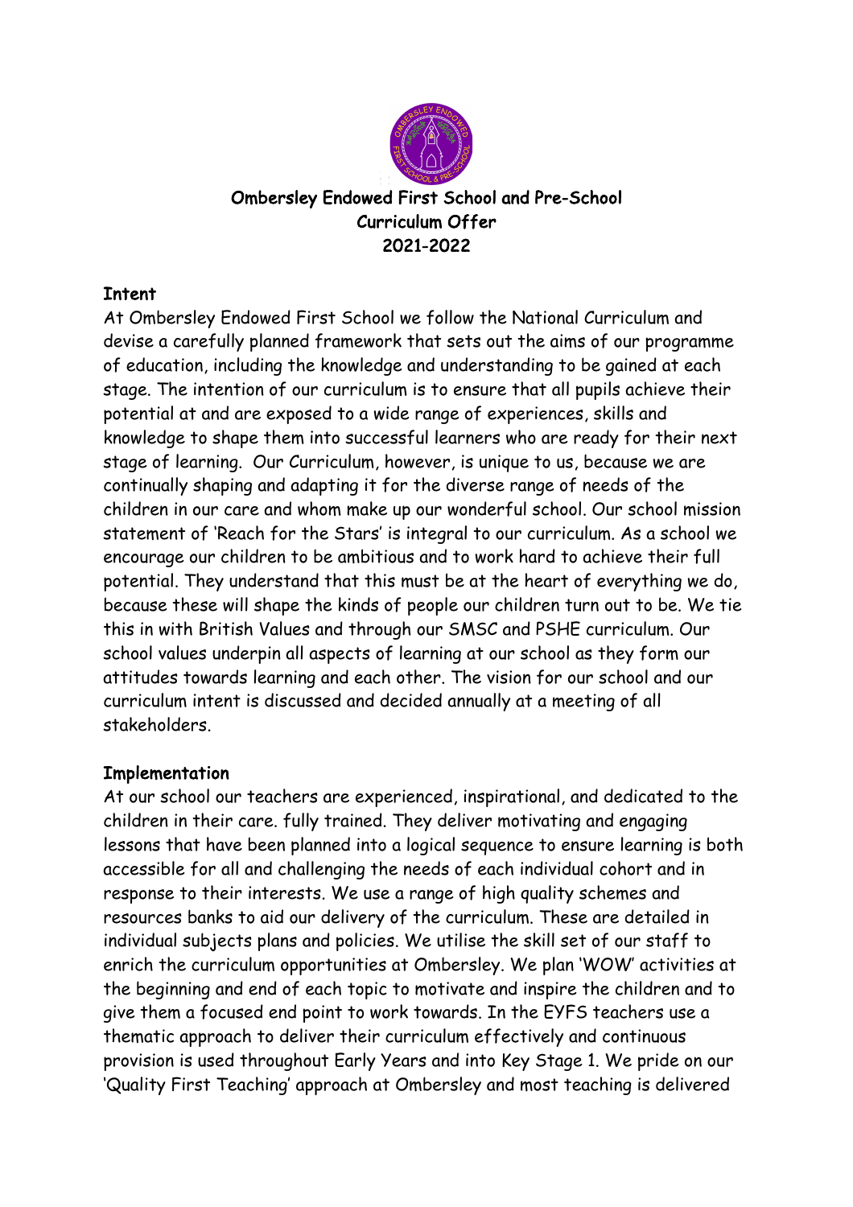# Ombersley Endowed First School and Pre-School
## Curriculum Offer
## 2021-2022

**Intent**

At Ombersley Endowed First School we follow the National Curriculum and devise a carefully planned framework that sets out the aims of our programme of education, including the knowledge and understanding to be gained at each stage. The intention of our curriculum is to ensure that all pupils achieve their potential at and are exposed to a wide range of experiences, skills and knowledge to shape them into successful learners who are ready for their next stage of learning. Our Curriculum, however, is unique to us, because we are continually shaping and adapting it for the diverse range of needs of the children in our care and whom make up our wonderful school. Our school mission statement of 'Reach for the Stars' is integral to our curriculum. As a school we encourage our children to be ambitious and to work hard to achieve their full potential. They understand that this must be at the heart of everything we do, because these will shape the kinds of people our children turn out to be. We tie this in with British Values and through our SMSC and PSHE curriculum. Our school values underpin all aspects of learning at our school as they form our attitudes towards learning and each other. The vision for our school and our curriculum intent is discussed and decided annually at a meeting of all stakeholders.

**Implementation**

At our school our teachers are experienced, inspirational, and dedicated to the children in their care. fully trained. They deliver motivating and engaging lessons that have been planned into a logical sequence to ensure learning is both accessible for all and challenging the needs of each individual cohort and in response to their interests. We use a range of high quality schemes and resources banks to aid our delivery of the curriculum. These are detailed in individual subjects plans and policies. We utilise the skill set of our staff to enrich the curriculum opportunities at Ombersley. We plan 'WOW' activities at the beginning and end of each topic to motivate and inspire the children and to give them a focused end point to work towards. In the EYFS teachers use a thematic approach to deliver their curriculum effectively and continuous provision is used throughout Early Years and into Key Stage 1. We pride on our 'Quality First Teaching' approach at Ombersley and most teaching is delivered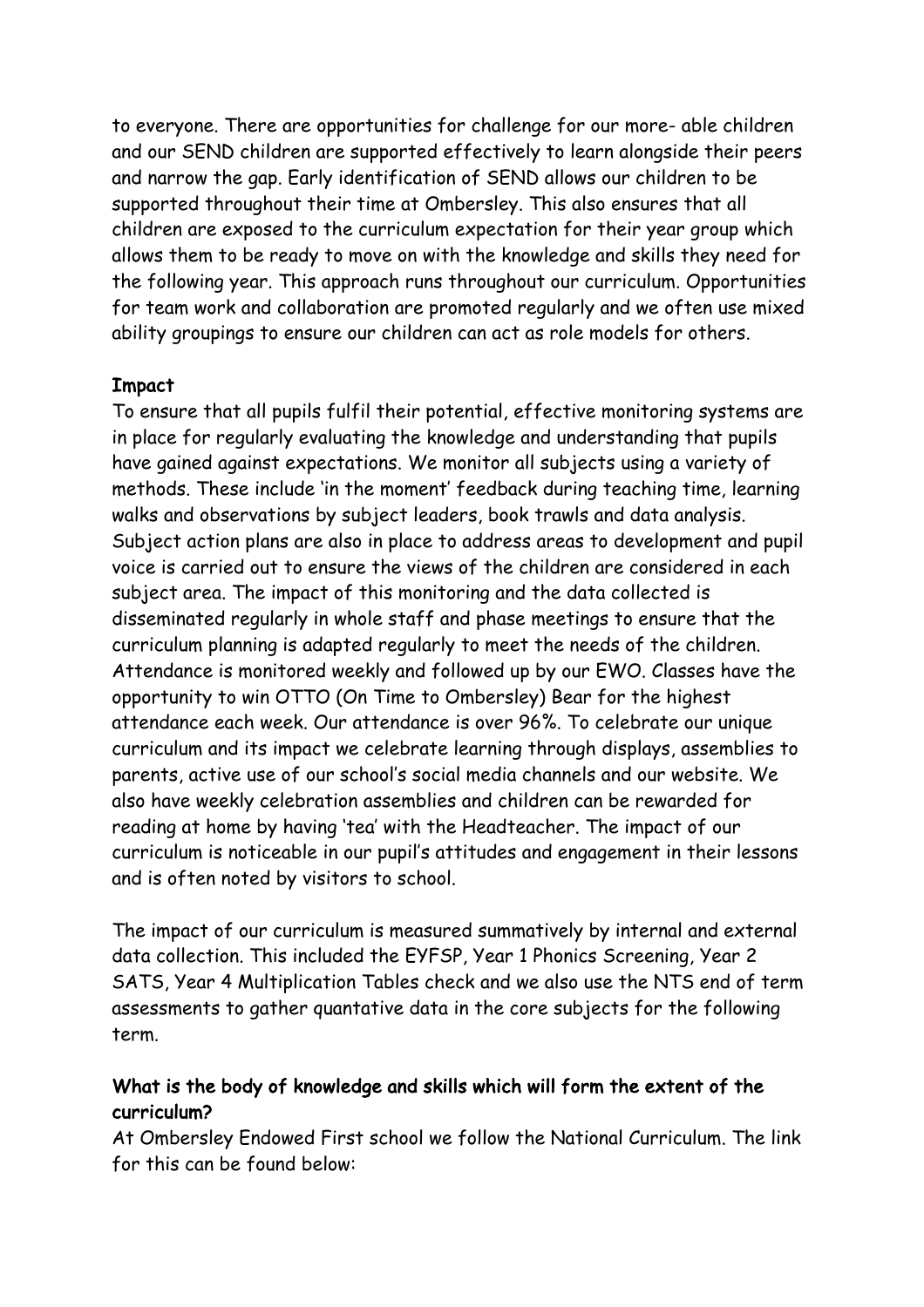to everyone. There are opportunities for challenge for our more- able children and our SEND children are supported effectively to learn alongside their peers and narrow the gap. Early identification of SEND allows our children to be supported throughout their time at Ombersley. This also ensures that all children are exposed to the curriculum expectation for their year group which allows them to be ready to move on with the knowledge and skills they need for the following year. This approach runs throughout our curriculum. Opportunities for team work and collaboration are promoted regularly and we often use mixed ability groupings to ensure our children can act as role models for others.

**Impact**

To ensure that all pupils fulfil their potential, effective monitoring systems are in place for regularly evaluating the knowledge and understanding that pupils have gained against expectations. We monitor all subjects using a variety of methods. These include 'in the moment' feedback during teaching time, learning walks and observations by subject leaders, book trawls and data analysis. Subject action plans are also in place to address areas to development and pupil voice is carried out to ensure the views of the children are considered in each subject area. The impact of this monitoring and the data collected is disseminated regularly in whole staff and phase meetings to ensure that the curriculum planning is adapted regularly to meet the needs of the children. Attendance is monitored weekly and followed up by our EWO. Classes have the opportunity to win OTTO (On Time to Ombersley) Bear for the highest attendance each week. Our attendance is over 96%. To celebrate our unique curriculum and its impact we celebrate learning through displays, assemblies to parents, active use of our school's social media channels and our website. We also have weekly celebration assemblies and children can be rewarded for reading at home by having 'tea' with the Headteacher. The impact of our curriculum is noticeable in our pupil's attitudes and engagement in their lessons and is often noted by visitors to school.

The impact of our curriculum is measured summatively by internal and external data collection. This included the EYFSP, Year 1 Phonics Screening, Year 2 SATS, Year 4 Multiplication Tables check and we also use the NTS end of term assessments to gather quantative data in the core subjects for the following term.

**What is the body of knowledge and skills which will form the extent of the curriculum?**

At Ombersley Endowed First school we follow the National Curriculum. The link for this can be found below: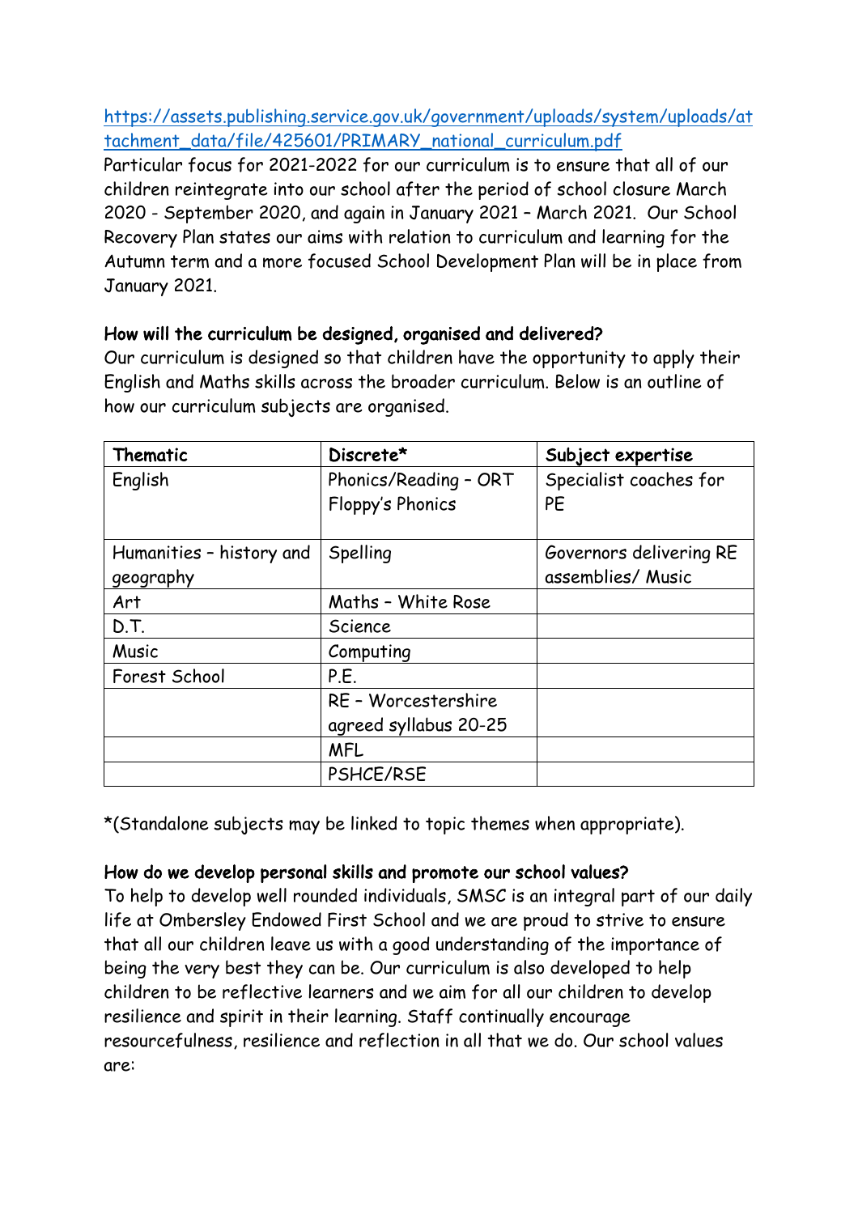[https://assets.publishing.service.gov.uk/government/uploads/system/uploads/attachment_data/file/425601/PRIMARY_national_curriculum.pdf](https://assets.publishing.service.gov.uk/government/uploads/system/uploads/attachment_data/file/425601/PRIMARY_national_curriculum.pdf)

Particular focus for 2021-2022 for our curriculum is to ensure that all of our children reintegrate into our school after the period of school closure March 2020 - September 2020, and again in January 2021 – March 2021. Our School Recovery Plan states our aims with relation to curriculum and learning for the Autumn term and a more focused School Development Plan will be in place from January 2021.

**How will the curriculum be designed, organised and delivered?**

Our curriculum is designed so that children have the opportunity to apply their English and Maths skills across the broader curriculum. Below is an outline of how our curriculum subjects are organised.

| Thematic | Discrete* | Subject expertise |
|---|---|---|
| English | Phonics/Reading – ORT Floppy's Phonics | Specialist coaches for PE |
| Humanities – history and geography | Spelling | Governors delivering RE assemblies/ Music |
| Art | Maths – White Rose | |
| D.T. | Science | |
| Music | Computing | |
| Forest School | P.E. | |
| | RE – Worcestershire agreed syllabus 20-25 | |
| | MFL | |
| | PSHCE/RSE | |

*(Standalone subjects may be linked to topic themes when appropriate).

**How do we develop personal skills and promote our school values?**

To help to develop well rounded individuals, SMSC is an integral part of our daily life at Ombersley Endowed First School and we are proud to strive to ensure that all our children leave us with a good understanding of the importance of being the very best they can be. Our curriculum is also developed to help children to be reflective learners and we aim for all our children to develop resilience and spirit in their learning. Staff continually encourage resourcefulness, resilience and reflection in all that we do. Our school values are: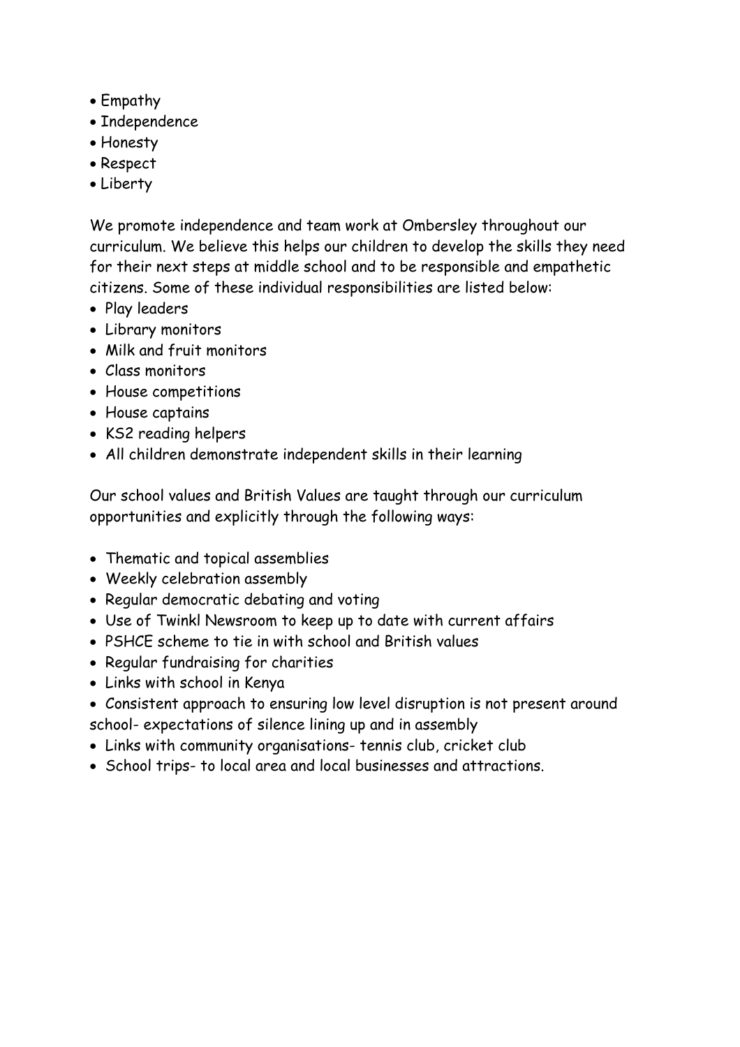- Empathy
- Independence
- Honesty
- Respect
- Liberty

We promote independence and team work at Ombersley throughout our curriculum. We believe this helps our children to develop the skills they need for their next steps at middle school and to be responsible and empathetic citizens. Some of these individual responsibilities are listed below:

- Play leaders
- Library monitors
- Milk and fruit monitors
- Class monitors
- House competitions
- House captains
- KS2 reading helpers
- All children demonstrate independent skills in their learning

Our school values and British Values are taught through our curriculum opportunities and explicitly through the following ways:

- Thematic and topical assemblies
- Weekly celebration assembly
- Regular democratic debating and voting
- Use of Twinkl Newsroom to keep up to date with current affairs
- PSHCE scheme to tie in with school and British values
- Regular fundraising for charities
- Links with school in Kenya
- Consistent approach to ensuring low level disruption is not present around school- expectations of silence lining up and in assembly
- Links with community organisations- tennis club, cricket club
- School trips- to local area and local businesses and attractions.